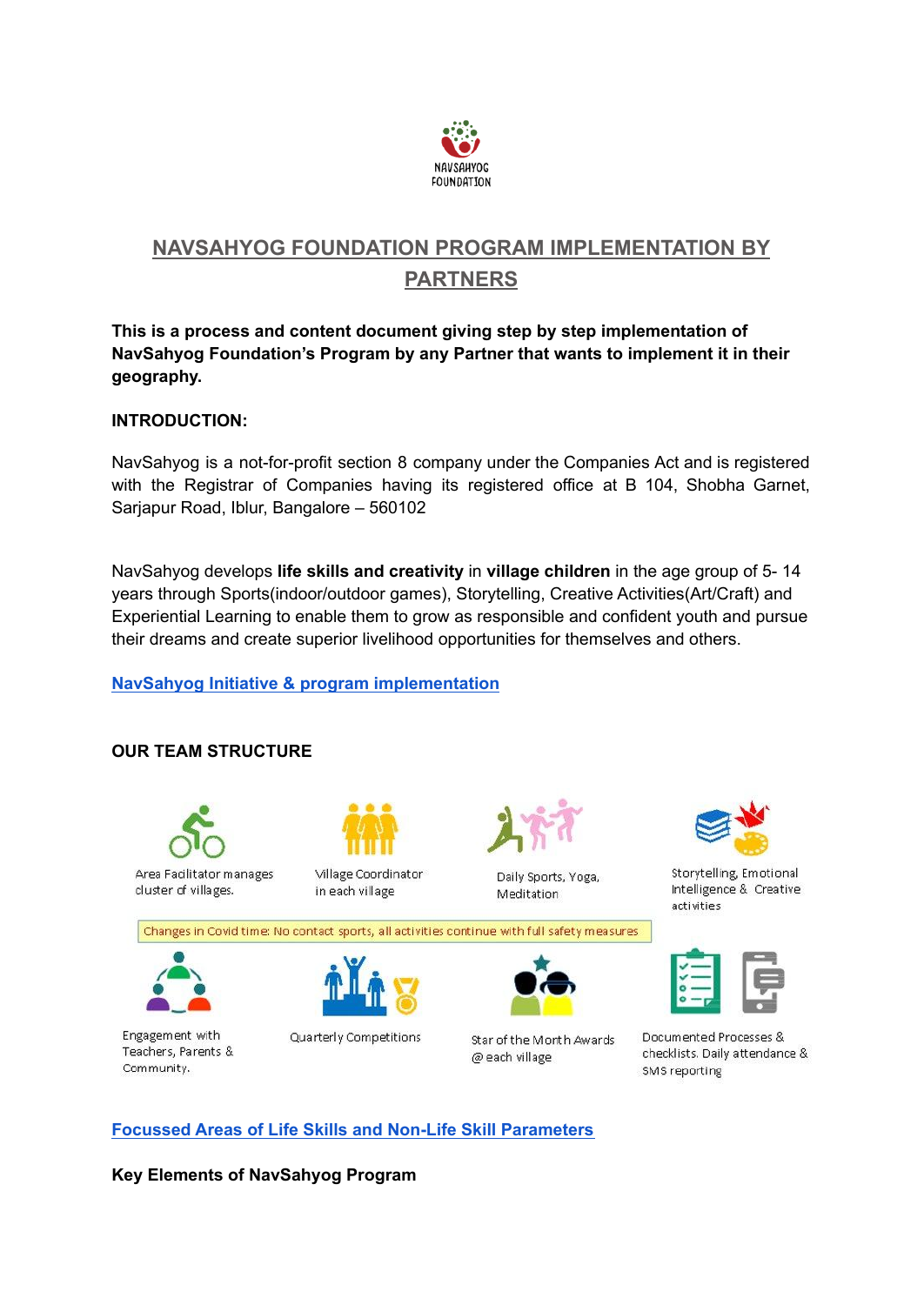NAVSAHYOG
FOUNDATION

# NAVSAHYOG FOUNDATION PROGRAM IMPLEMENTATION BY PARTNERS

**This is a process and content document giving step by step implementation of NavSahyog Foundation's Program by any Partner that wants to implement it in their geography.**

**INTRODUCTION:**

NavSahyog is a not-for-profit section 8 company under the Companies Act and is registered with the Registrar of Companies having its registered office at B 104, Shobha Garnet, Sarjapur Road, Iblur, Bangalore – 560102

NavSahyog develops **life skills and creativity** in **village children** in the age group of 5- 14 years through Sports(indoor/outdoor games), Storytelling, Creative Activities(Art/Craft) and Experiential Learning to enable them to grow as responsible and confident youth and pursue their dreams and create superior livelihood opportunities for themselves and others.

**NavSahyog Initiative & program implementation**

**OUR TEAM STRUCTURE**

Area Facilitator manages cluster of villages.

Village Coordinator in each village

Daily Sports, Yoga, Meditation

Storytelling, Emotional Intelligence & Creative activities

Changes in Covid time: No contact sports, all activities continue with full safety measures

Engagement with Teachers, Parents & Community.

Quarterly Competitions

Star of the Month Awards @ each village

Documented Processes & checklists. Daily attendance & SMS reporting

**Focussed Areas of Life Skills and Non-Life Skill Parameters**

**Key Elements of NavSahyog Program**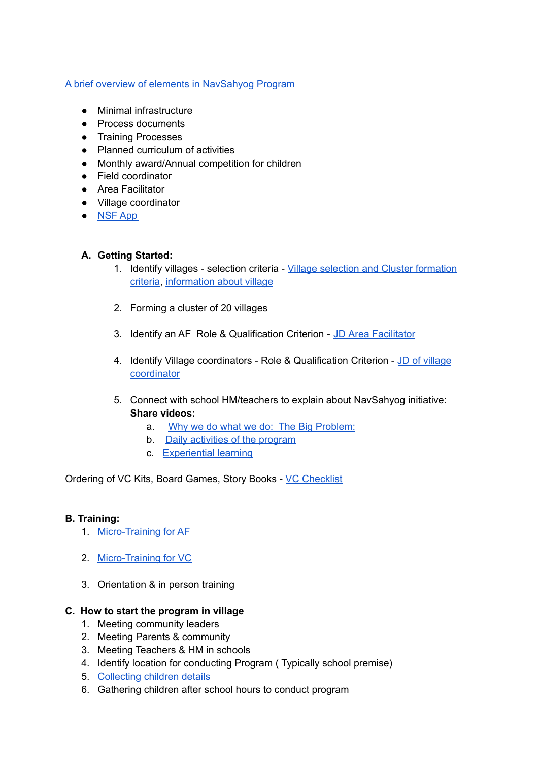A brief overview of elements in NavSahyog Program

- Minimal infrastructure
- Process documents
- Training Processes
- Planned curriculum of activities
- Monthly award/Annual competition for children
- Field coordinator
- Area Facilitator
- Village coordinator
- NSF App

**A. Getting Started:**

1. Identify villages - selection criteria - Village selection and Cluster formation criteria, information about village
2. Forming a cluster of 20 villages
3. Identify an AF Role & Qualification Criterion - JD Area Facilitator
4. Identify Village coordinators - Role & Qualification Criterion - JD of village coordinator
5. Connect with school HM/teachers to explain about NavSahyog initiative:
   **Share videos:**
   a. Why we do what we do: The Big Problem:
   b. Daily activities of the program
   c. Experiential learning

Ordering of VC Kits, Board Games, Story Books - VC Checklist

**B. Training:**

1. Micro-Training for AF
2. Micro-Training for VC
3. Orientation & in person training

**C. How to start the program in village**

1. Meeting community leaders
2. Meeting Parents & community
3. Meeting Teachers & HM in schools
4. Identify location for conducting Program ( Typically school premise)
5. Collecting children details
6. Gathering children after school hours to conduct program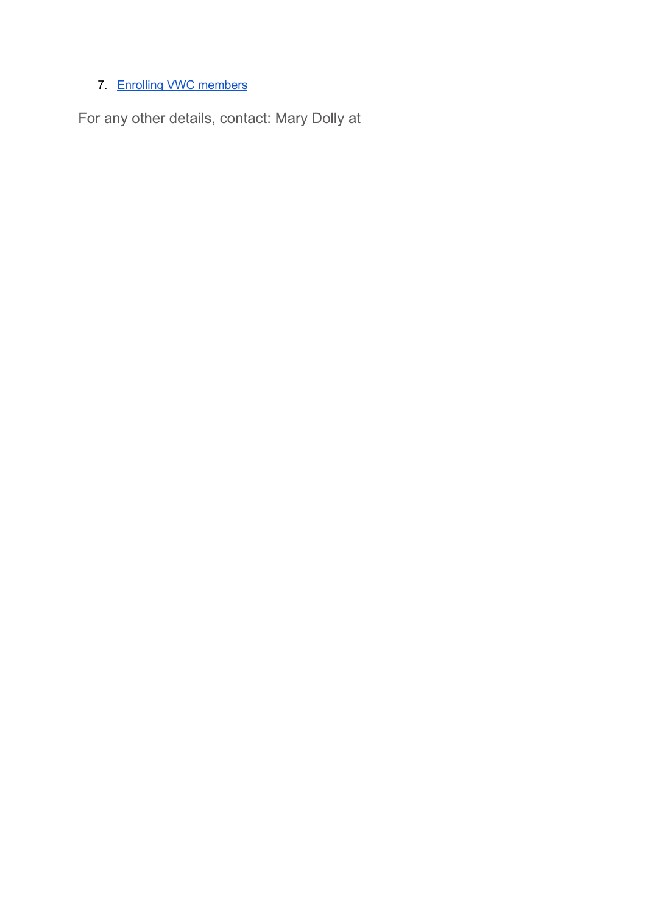7. Enrolling VWC members

For any other details, contact: Mary Dolly at